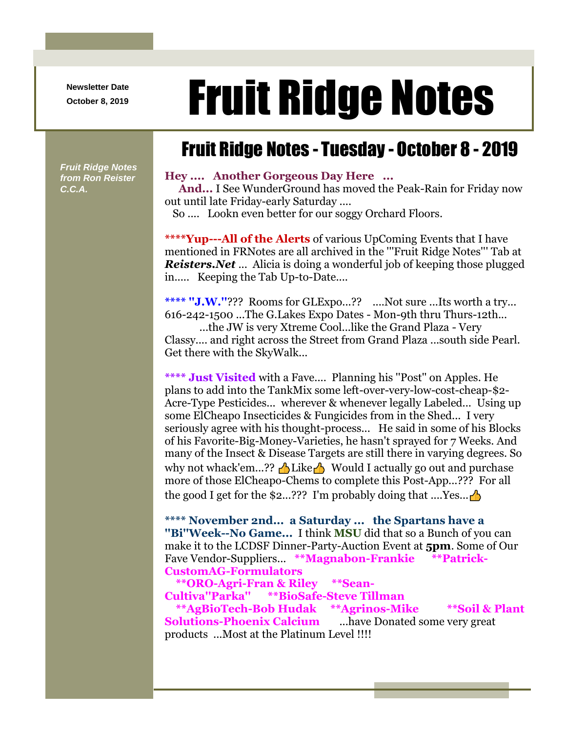Newsletter Date
October 8, 2019

# Fruit Ridge Notes

*Fruit Ridge Notes from Ron Reister C.C.A.*

## Fruit Ridge Notes - Tuesday - October 8 - 2019

**Hey .... Another Gorgeous Day Here ...**
**And...** I See WunderGround has moved the Peak-Rain for Friday now out until late Friday-early Saturday ....
So .... Lookn even better for our soggy Orchard Floors.

****Yup---All of the Alerts** of various UpComing Events that I have mentioned in FRNotes are all archived in the '"Fruit Ridge Notes"' Tab at ***Reisters.Net*** ... Alicia is doing a wonderful job of keeping those plugged in..... Keeping the Tab Up-to-Date....

**** **"J.W."**??? Rooms for GLExpo...?? ....Not sure ...Its worth a try... 616-242-1500 ...The G.Lakes Expo Dates - Mon-9th thru Thurs-12th...
...the JW is very Xtreme Cool...like the Grand Plaza - Very Classy.... and right across the Street from Grand Plaza ...south side Pearl. Get there with the SkyWalk...

**** **Just Visited** with a Fave.... Planning his "Post" on Apples. He plans to add into the TankMix some left-over-very-low-cost-cheap-$2-Acre-Type Pesticides... wherever & whenever legally Labeled... Using up some ElCheapo Insecticides & Fungicides from in the Shed... I very seriously agree with his thought-process... He said in some of his Blocks of his Favorite-Big-Money-Varieties, he hasn't sprayed for 7 Weeks. And many of the Insect & Disease Targets are still there in varying degrees. So why not whack'em...?? 👍Like👍 Would I actually go out and purchase more of those ElCheapo-Chems to complete this Post-App...??? For all the good I get for the $2...??? I'm probably doing that ....Yes...👍

**** **November 2nd... a Saturday ... the Spartans have a "Bi"Week--No Game...** I think **MSU** did that so a Bunch of you can make it to the LCDSF Dinner-Party-Auction Event at **5pm**. Some of Our Fave Vendor-Suppliers... **Magnabon-Frankie** **Patrick-CustomAG-Formulators** **ORO-Agri-Fran & Riley** **Sean-Cultiva"Parka"** **BioSafe-Steve Tillman** **AgBioTech-Bob Hudak** **Agrinos-Mike** **Soil & Plant Solutions-Phoenix Calcium** ...have Donated some very great products ...Most at the Platinum Level !!!!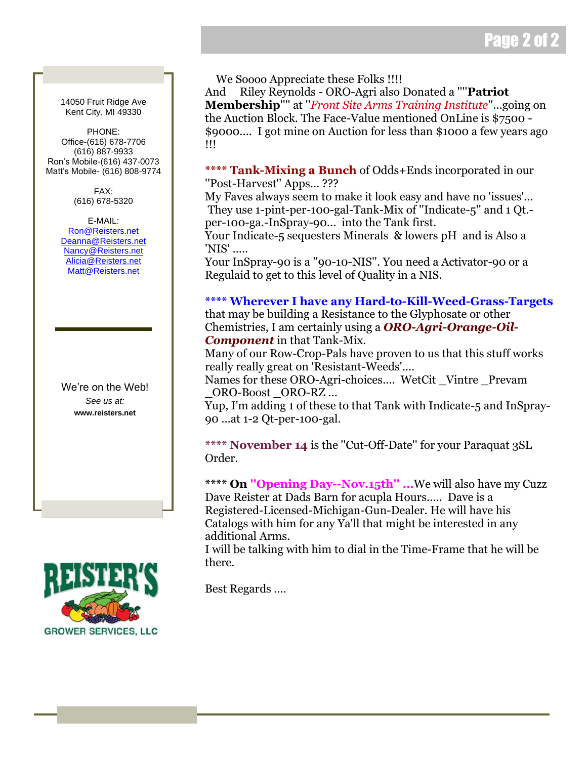14050 Fruit Ridge Ave
Kent City, MI 49330

PHONE:
Office-(616) 678-7706
(616) 887-9933
Ron's Mobile-(616) 437-0073
Matt's Mobile- (616) 808-9774

FAX:
(616) 678-5320

E-MAIL:
Ron@Reisters.net
Deanna@Reisters.net
Nancy@Reisters.net
Alicia@Reisters.net
Matt@Reisters.net

We're on the Web!
*See us at:*
**www.reisters.net**

REISTER'S GROWER SERVICES, LLC

We Soooo Appreciate these Folks !!!!
And Riley Reynolds - ORO-Agri also Donated a ""**Patriot Membership**"" at "*Front Site Arms Training Institute*"...going on the Auction Block. The Face-Value mentioned OnLine is $7500 - $9000.... I got mine on Auction for less than $1000 a few years ago !!!

**** **Tank-Mixing a Bunch** of Odds+Ends incorporated in our "Post-Harvest" Apps... ???
My Faves always seem to make it look easy and have no 'issues'...
They use 1-pint-per-100-gal-Tank-Mix of "Indicate-5" and 1 Qt.-per-100-ga.-InSpray-90... into the Tank first.
Your Indicate-5 sequesters Minerals & lowers pH and is Also a 'NIS' .....
Your InSpray-90 is a "90-10-NIS". You need a Activator-90 or a Regulaid to get to this level of Quality in a NIS.

**** **Wherever I have any Hard-to-Kill-Weed-Grass-Targets** that may be building a Resistance to the Glyphosate or other Chemistries, I am certainly using a ***ORO-Agri-Orange-Oil-Component*** in that Tank-Mix.
Many of our Row-Crop-Pals have proven to us that this stuff works really really great on 'Resistant-Weeds'....
Names for these ORO-Agri-choices.... WetCit _Vintre _Prevam _ORO-Boost _ORO-RZ ...
Yup, I'm adding 1 of these to that Tank with Indicate-5 and InSpray-90 ...at 1-2 Qt-per-100-gal.

**** **November 14** is the "Cut-Off-Date" for your Paraquat 3SL Order.

**** **On "Opening Day--Nov.15th" ...**We will also have my Cuzz Dave Reister at Dads Barn for acupla Hours..... Dave is a Registered-Licensed-Michigan-Gun-Dealer. He will have his Catalogs with him for any Ya'll that might be interested in any additional Arms.
I will be talking with him to dial in the Time-Frame that he will be there.

Best Regards ....